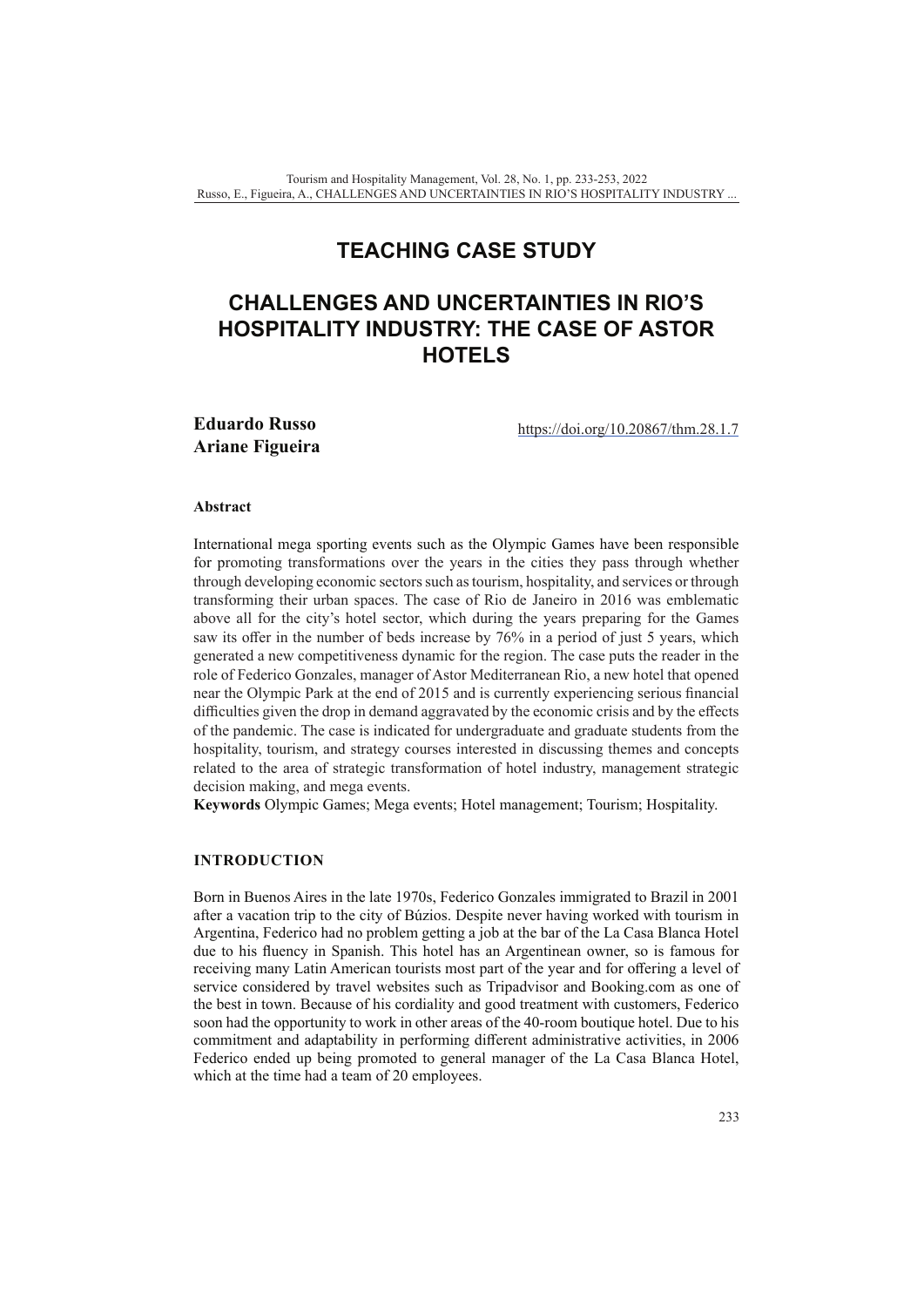# TEACHING CASE STUDY

# CHALLENGES AND UNCERTAINTIES IN RIO'S HOSPITALITY INDUSTRY: THE CASE OF ASTOR HOTELS

**Eduardo Russo**
**Ariane Figueira**

https://doi.org/10.20867/thm.28.1.7

### Abstract

International mega sporting events such as the Olympic Games have been responsible for promoting transformations over the years in the cities they pass through whether through developing economic sectors such as tourism, hospitality, and services or through transforming their urban spaces. The case of Rio de Janeiro in 2016 was emblematic above all for the city's hotel sector, which during the years preparing for the Games saw its offer in the number of beds increase by 76% in a period of just 5 years, which generated a new competitiveness dynamic for the region. The case puts the reader in the role of Federico Gonzales, manager of Astor Mediterranean Rio, a new hotel that opened near the Olympic Park at the end of 2015 and is currently experiencing serious financial difficulties given the drop in demand aggravated by the economic crisis and by the effects of the pandemic. The case is indicated for undergraduate and graduate students from the hospitality, tourism, and strategy courses interested in discussing themes and concepts related to the area of strategic transformation of hotel industry, management strategic decision making, and mega events.

**Keywords** Olympic Games; Mega events; Hotel management; Tourism; Hospitality.

## INTRODUCTION

Born in Buenos Aires in the late 1970s, Federico Gonzales immigrated to Brazil in 2001 after a vacation trip to the city of Búzios. Despite never having worked with tourism in Argentina, Federico had no problem getting a job at the bar of the La Casa Blanca Hotel due to his fluency in Spanish. This hotel has an Argentinean owner, so is famous for receiving many Latin American tourists most part of the year and for offering a level of service considered by travel websites such as Tripadvisor and Booking.com as one of the best in town. Because of his cordiality and good treatment with customers, Federico soon had the opportunity to work in other areas of the 40-room boutique hotel. Due to his commitment and adaptability in performing different administrative activities, in 2006 Federico ended up being promoted to general manager of the La Casa Blanca Hotel, which at the time had a team of 20 employees.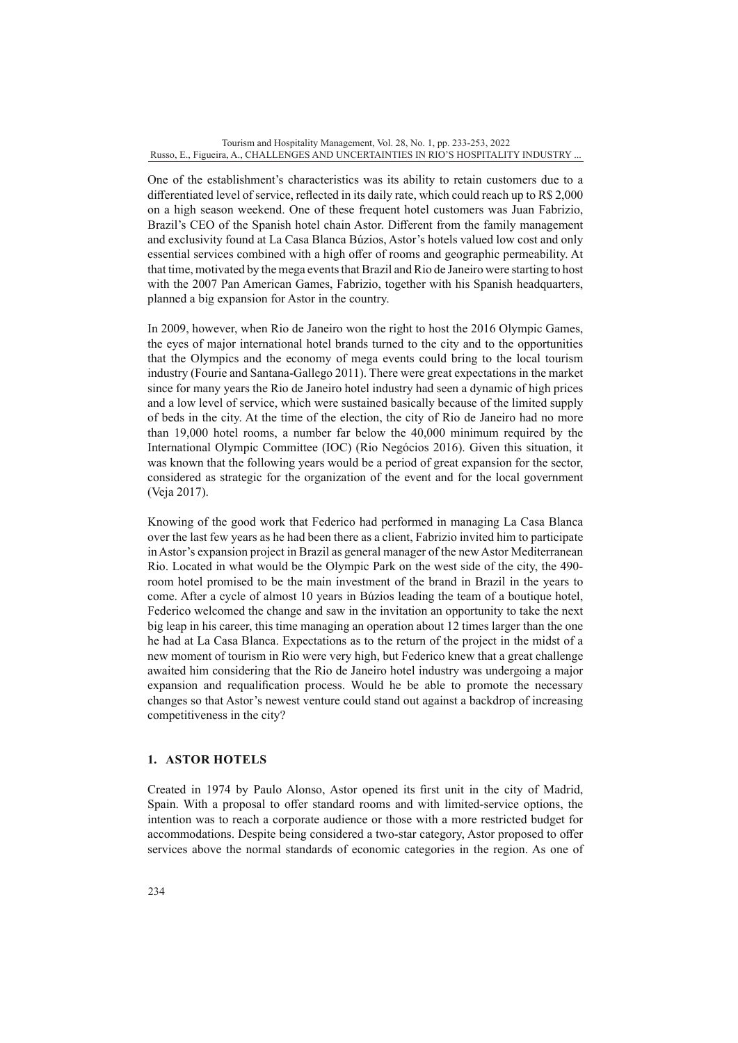One of the establishment's characteristics was its ability to retain customers due to a differentiated level of service, reflected in its daily rate, which could reach up to R$ 2,000 on a high season weekend. One of these frequent hotel customers was Juan Fabrizio, Brazil's CEO of the Spanish hotel chain Astor. Different from the family management and exclusivity found at La Casa Blanca Búzios, Astor's hotels valued low cost and only essential services combined with a high offer of rooms and geographic permeability. At that time, motivated by the mega events that Brazil and Rio de Janeiro were starting to host with the 2007 Pan American Games, Fabrizio, together with his Spanish headquarters, planned a big expansion for Astor in the country.

In 2009, however, when Rio de Janeiro won the right to host the 2016 Olympic Games, the eyes of major international hotel brands turned to the city and to the opportunities that the Olympics and the economy of mega events could bring to the local tourism industry (Fourie and Santana-Gallego 2011). There were great expectations in the market since for many years the Rio de Janeiro hotel industry had seen a dynamic of high prices and a low level of service, which were sustained basically because of the limited supply of beds in the city. At the time of the election, the city of Rio de Janeiro had no more than 19,000 hotel rooms, a number far below the 40,000 minimum required by the International Olympic Committee (IOC) (Rio Negócios 2016). Given this situation, it was known that the following years would be a period of great expansion for the sector, considered as strategic for the organization of the event and for the local government (Veja 2017).

Knowing of the good work that Federico had performed in managing La Casa Blanca over the last few years as he had been there as a client, Fabrizio invited him to participate in Astor's expansion project in Brazil as general manager of the new Astor Mediterranean Rio. Located in what would be the Olympic Park on the west side of the city, the 490-room hotel promised to be the main investment of the brand in Brazil in the years to come. After a cycle of almost 10 years in Búzios leading the team of a boutique hotel, Federico welcomed the change and saw in the invitation an opportunity to take the next big leap in his career, this time managing an operation about 12 times larger than the one he had at La Casa Blanca. Expectations as to the return of the project in the midst of a new moment of tourism in Rio were very high, but Federico knew that a great challenge awaited him considering that the Rio de Janeiro hotel industry was undergoing a major expansion and requalification process. Would he be able to promote the necessary changes so that Astor's newest venture could stand out against a backdrop of increasing competitiveness in the city?

## 1. ASTOR HOTELS

Created in 1974 by Paulo Alonso, Astor opened its first unit in the city of Madrid, Spain. With a proposal to offer standard rooms and with limited-service options, the intention was to reach a corporate audience or those with a more restricted budget for accommodations. Despite being considered a two-star category, Astor proposed to offer services above the normal standards of economic categories in the region. As one of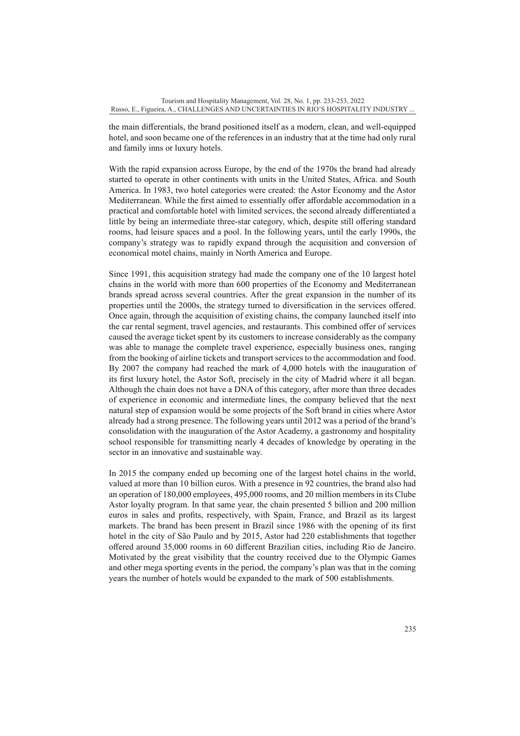the main differentials, the brand positioned itself as a modern, clean, and well-equipped hotel, and soon became one of the references in an industry that at the time had only rural and family inns or luxury hotels.

With the rapid expansion across Europe, by the end of the 1970s the brand had already started to operate in other continents with units in the United States, Africa. and South America. In 1983, two hotel categories were created: the Astor Economy and the Astor Mediterranean. While the first aimed to essentially offer affordable accommodation in a practical and comfortable hotel with limited services, the second already differentiated a little by being an intermediate three-star category, which, despite still offering standard rooms, had leisure spaces and a pool. In the following years, until the early 1990s, the company's strategy was to rapidly expand through the acquisition and conversion of economical motel chains, mainly in North America and Europe.

Since 1991, this acquisition strategy had made the company one of the 10 largest hotel chains in the world with more than 600 properties of the Economy and Mediterranean brands spread across several countries. After the great expansion in the number of its properties until the 2000s, the strategy turned to diversification in the services offered. Once again, through the acquisition of existing chains, the company launched itself into the car rental segment, travel agencies, and restaurants. This combined offer of services caused the average ticket spent by its customers to increase considerably as the company was able to manage the complete travel experience, especially business ones, ranging from the booking of airline tickets and transport services to the accommodation and food. By 2007 the company had reached the mark of 4,000 hotels with the inauguration of its first luxury hotel, the Astor Soft, precisely in the city of Madrid where it all began. Although the chain does not have a DNA of this category, after more than three decades of experience in economic and intermediate lines, the company believed that the next natural step of expansion would be some projects of the Soft brand in cities where Astor already had a strong presence. The following years until 2012 was a period of the brand's consolidation with the inauguration of the Astor Academy, a gastronomy and hospitality school responsible for transmitting nearly 4 decades of knowledge by operating in the sector in an innovative and sustainable way.

In 2015 the company ended up becoming one of the largest hotel chains in the world, valued at more than 10 billion euros. With a presence in 92 countries, the brand also had an operation of 180,000 employees, 495,000 rooms, and 20 million members in its Clube Astor loyalty program. In that same year, the chain presented 5 billion and 200 million euros in sales and profits, respectively, with Spain, France, and Brazil as its largest markets. The brand has been present in Brazil since 1986 with the opening of its first hotel in the city of São Paulo and by 2015, Astor had 220 establishments that together offered around 35,000 rooms in 60 different Brazilian cities, including Rio de Janeiro. Motivated by the great visibility that the country received due to the Olympic Games and other mega sporting events in the period, the company's plan was that in the coming years the number of hotels would be expanded to the mark of 500 establishments.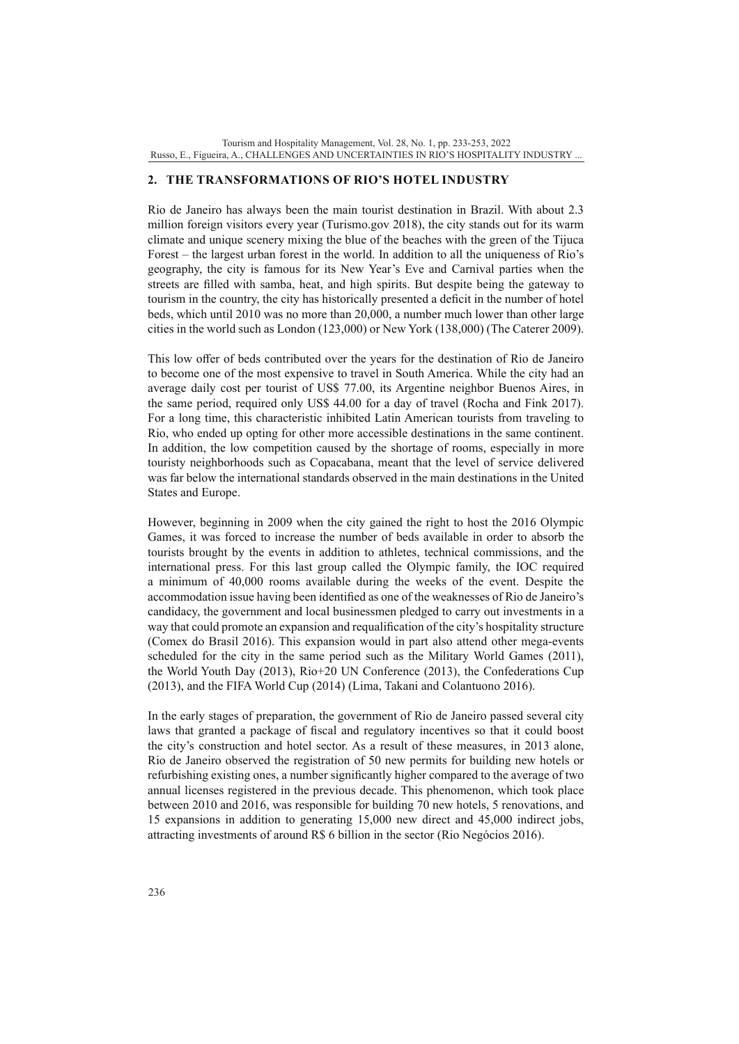## 2. THE TRANSFORMATIONS OF RIO'S HOTEL INDUSTRY

Rio de Janeiro has always been the main tourist destination in Brazil. With about 2.3 million foreign visitors every year (Turismo.gov 2018), the city stands out for its warm climate and unique scenery mixing the blue of the beaches with the green of the Tijuca Forest – the largest urban forest in the world. In addition to all the uniqueness of Rio's geography, the city is famous for its New Year's Eve and Carnival parties when the streets are filled with samba, heat, and high spirits. But despite being the gateway to tourism in the country, the city has historically presented a deficit in the number of hotel beds, which until 2010 was no more than 20,000, a number much lower than other large cities in the world such as London (123,000) or New York (138,000) (The Caterer 2009).

This low offer of beds contributed over the years for the destination of Rio de Janeiro to become one of the most expensive to travel in South America. While the city had an average daily cost per tourist of US$ 77.00, its Argentine neighbor Buenos Aires, in the same period, required only US$ 44.00 for a day of travel (Rocha and Fink 2017). For a long time, this characteristic inhibited Latin American tourists from traveling to Rio, who ended up opting for other more accessible destinations in the same continent. In addition, the low competition caused by the shortage of rooms, especially in more touristy neighborhoods such as Copacabana, meant that the level of service delivered was far below the international standards observed in the main destinations in the United States and Europe.

However, beginning in 2009 when the city gained the right to host the 2016 Olympic Games, it was forced to increase the number of beds available in order to absorb the tourists brought by the events in addition to athletes, technical commissions, and the international press. For this last group called the Olympic family, the IOC required a minimum of 40,000 rooms available during the weeks of the event. Despite the accommodation issue having been identified as one of the weaknesses of Rio de Janeiro's candidacy, the government and local businessmen pledged to carry out investments in a way that could promote an expansion and requalification of the city's hospitality structure (Comex do Brasil 2016). This expansion would in part also attend other mega-events scheduled for the city in the same period such as the Military World Games (2011), the World Youth Day (2013), Rio+20 UN Conference (2013), the Confederations Cup (2013), and the FIFA World Cup (2014) (Lima, Takani and Colantuono 2016).

In the early stages of preparation, the government of Rio de Janeiro passed several city laws that granted a package of fiscal and regulatory incentives so that it could boost the city's construction and hotel sector. As a result of these measures, in 2013 alone, Rio de Janeiro observed the registration of 50 new permits for building new hotels or refurbishing existing ones, a number significantly higher compared to the average of two annual licenses registered in the previous decade. This phenomenon, which took place between 2010 and 2016, was responsible for building 70 new hotels, 5 renovations, and 15 expansions in addition to generating 15,000 new direct and 45,000 indirect jobs, attracting investments of around R$ 6 billion in the sector (Rio Negócios 2016).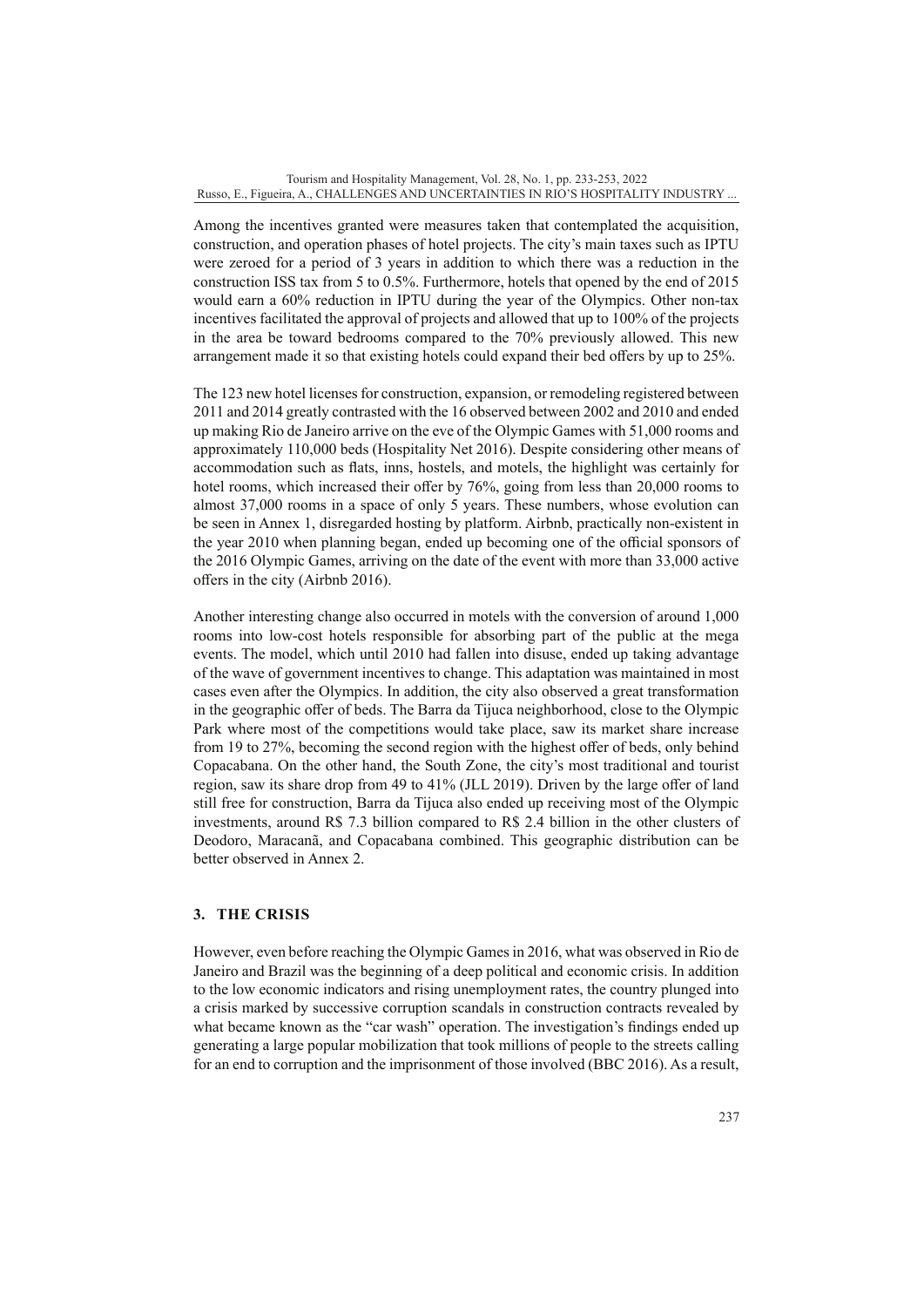Among the incentives granted were measures taken that contemplated the acquisition, construction, and operation phases of hotel projects. The city's main taxes such as IPTU were zeroed for a period of 3 years in addition to which there was a reduction in the construction ISS tax from 5 to 0.5%. Furthermore, hotels that opened by the end of 2015 would earn a 60% reduction in IPTU during the year of the Olympics. Other non-tax incentives facilitated the approval of projects and allowed that up to 100% of the projects in the area be toward bedrooms compared to the 70% previously allowed. This new arrangement made it so that existing hotels could expand their bed offers by up to 25%.

The 123 new hotel licenses for construction, expansion, or remodeling registered between 2011 and 2014 greatly contrasted with the 16 observed between 2002 and 2010 and ended up making Rio de Janeiro arrive on the eve of the Olympic Games with 51,000 rooms and approximately 110,000 beds (Hospitality Net 2016). Despite considering other means of accommodation such as flats, inns, hostels, and motels, the highlight was certainly for hotel rooms, which increased their offer by 76%, going from less than 20,000 rooms to almost 37,000 rooms in a space of only 5 years. These numbers, whose evolution can be seen in Annex 1, disregarded hosting by platform. Airbnb, practically non-existent in the year 2010 when planning began, ended up becoming one of the official sponsors of the 2016 Olympic Games, arriving on the date of the event with more than 33,000 active offers in the city (Airbnb 2016).

Another interesting change also occurred in motels with the conversion of around 1,000 rooms into low-cost hotels responsible for absorbing part of the public at the mega events. The model, which until 2010 had fallen into disuse, ended up taking advantage of the wave of government incentives to change. This adaptation was maintained in most cases even after the Olympics. In addition, the city also observed a great transformation in the geographic offer of beds. The Barra da Tijuca neighborhood, close to the Olympic Park where most of the competitions would take place, saw its market share increase from 19 to 27%, becoming the second region with the highest offer of beds, only behind Copacabana. On the other hand, the South Zone, the city's most traditional and tourist region, saw its share drop from 49 to 41% (JLL 2019). Driven by the large offer of land still free for construction, Barra da Tijuca also ended up receiving most of the Olympic investments, around R$ 7.3 billion compared to R$ 2.4 billion in the other clusters of Deodoro, Maracanã, and Copacabana combined. This geographic distribution can be better observed in Annex 2.

## 3. THE CRISIS

However, even before reaching the Olympic Games in 2016, what was observed in Rio de Janeiro and Brazil was the beginning of a deep political and economic crisis. In addition to the low economic indicators and rising unemployment rates, the country plunged into a crisis marked by successive corruption scandals in construction contracts revealed by what became known as the "car wash" operation. The investigation's findings ended up generating a large popular mobilization that took millions of people to the streets calling for an end to corruption and the imprisonment of those involved (BBC 2016). As a result,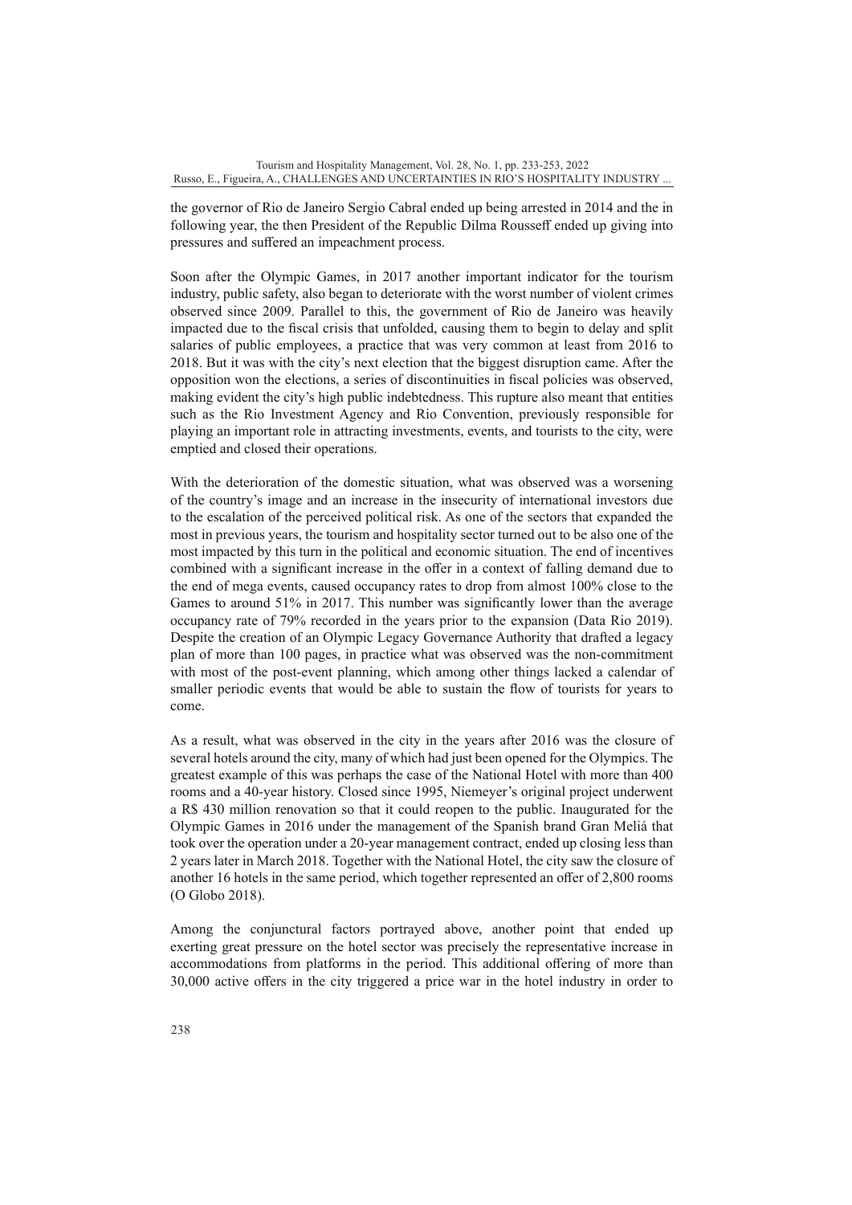the governor of Rio de Janeiro Sergio Cabral ended up being arrested in 2014 and the in following year, the then President of the Republic Dilma Rousseff ended up giving into pressures and suffered an impeachment process.

Soon after the Olympic Games, in 2017 another important indicator for the tourism industry, public safety, also began to deteriorate with the worst number of violent crimes observed since 2009. Parallel to this, the government of Rio de Janeiro was heavily impacted due to the fiscal crisis that unfolded, causing them to begin to delay and split salaries of public employees, a practice that was very common at least from 2016 to 2018. But it was with the city's next election that the biggest disruption came. After the opposition won the elections, a series of discontinuities in fiscal policies was observed, making evident the city's high public indebtedness. This rupture also meant that entities such as the Rio Investment Agency and Rio Convention, previously responsible for playing an important role in attracting investments, events, and tourists to the city, were emptied and closed their operations.

With the deterioration of the domestic situation, what was observed was a worsening of the country's image and an increase in the insecurity of international investors due to the escalation of the perceived political risk. As one of the sectors that expanded the most in previous years, the tourism and hospitality sector turned out to be also one of the most impacted by this turn in the political and economic situation. The end of incentives combined with a significant increase in the offer in a context of falling demand due to the end of mega events, caused occupancy rates to drop from almost 100% close to the Games to around 51% in 2017. This number was significantly lower than the average occupancy rate of 79% recorded in the years prior to the expansion (Data Rio 2019). Despite the creation of an Olympic Legacy Governance Authority that drafted a legacy plan of more than 100 pages, in practice what was observed was the non-commitment with most of the post-event planning, which among other things lacked a calendar of smaller periodic events that would be able to sustain the flow of tourists for years to come.

As a result, what was observed in the city in the years after 2016 was the closure of several hotels around the city, many of which had just been opened for the Olympics. The greatest example of this was perhaps the case of the National Hotel with more than 400 rooms and a 40-year history. Closed since 1995, Niemeyer's original project underwent a R$ 430 million renovation so that it could reopen to the public. Inaugurated for the Olympic Games in 2016 under the management of the Spanish brand Gran Meliá that took over the operation under a 20-year management contract, ended up closing less than 2 years later in March 2018. Together with the National Hotel, the city saw the closure of another 16 hotels in the same period, which together represented an offer of 2,800 rooms (O Globo 2018).

Among the conjunctural factors portrayed above, another point that ended up exerting great pressure on the hotel sector was precisely the representative increase in accommodations from platforms in the period. This additional offering of more than 30,000 active offers in the city triggered a price war in the hotel industry in order to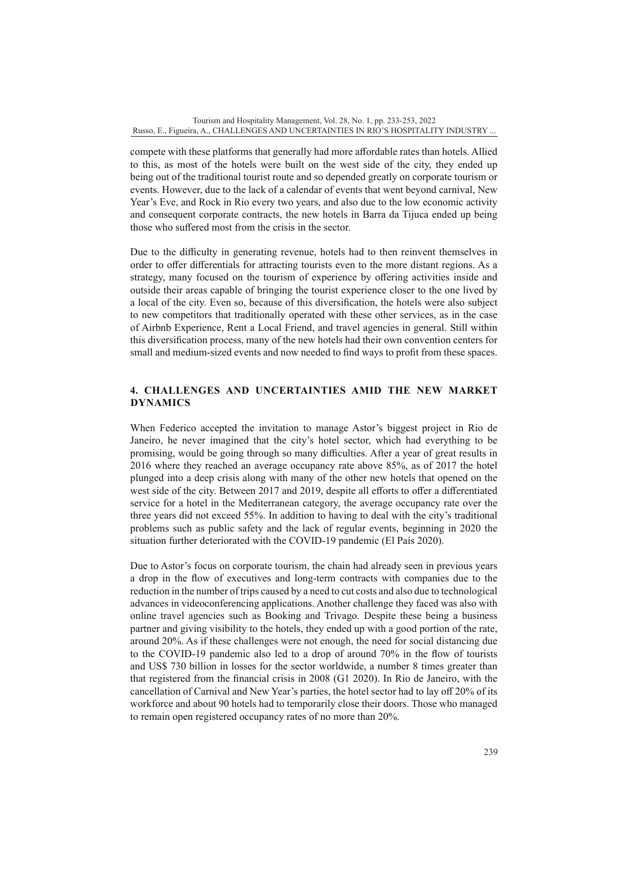compete with these platforms that generally had more affordable rates than hotels. Allied to this, as most of the hotels were built on the west side of the city, they ended up being out of the traditional tourist route and so depended greatly on corporate tourism or events. However, due to the lack of a calendar of events that went beyond carnival, New Year's Eve, and Rock in Rio every two years, and also due to the low economic activity and consequent corporate contracts, the new hotels in Barra da Tijuca ended up being those who suffered most from the crisis in the sector.

Due to the difficulty in generating revenue, hotels had to then reinvent themselves in order to offer differentials for attracting tourists even to the more distant regions. As a strategy, many focused on the tourism of experience by offering activities inside and outside their areas capable of bringing the tourist experience closer to the one lived by a local of the city. Even so, because of this diversification, the hotels were also subject to new competitors that traditionally operated with these other services, as in the case of Airbnb Experience, Rent a Local Friend, and travel agencies in general. Still within this diversification process, many of the new hotels had their own convention centers for small and medium-sized events and now needed to find ways to profit from these spaces.

## 4. CHALLENGES AND UNCERTAINTIES AMID THE NEW MARKET DYNAMICS

When Federico accepted the invitation to manage Astor's biggest project in Rio de Janeiro, he never imagined that the city's hotel sector, which had everything to be promising, would be going through so many difficulties. After a year of great results in 2016 where they reached an average occupancy rate above 85%, as of 2017 the hotel plunged into a deep crisis along with many of the other new hotels that opened on the west side of the city. Between 2017 and 2019, despite all efforts to offer a differentiated service for a hotel in the Mediterranean category, the average occupancy rate over the three years did not exceed 55%. In addition to having to deal with the city's traditional problems such as public safety and the lack of regular events, beginning in 2020 the situation further deteriorated with the COVID-19 pandemic (El País 2020).

Due to Astor's focus on corporate tourism, the chain had already seen in previous years a drop in the flow of executives and long-term contracts with companies due to the reduction in the number of trips caused by a need to cut costs and also due to technological advances in videoconferencing applications. Another challenge they faced was also with online travel agencies such as Booking and Trivago. Despite these being a business partner and giving visibility to the hotels, they ended up with a good portion of the rate, around 20%. As if these challenges were not enough, the need for social distancing due to the COVID-19 pandemic also led to a drop of around 70% in the flow of tourists and US$ 730 billion in losses for the sector worldwide, a number 8 times greater than that registered from the financial crisis in 2008 (G1 2020). In Rio de Janeiro, with the cancellation of Carnival and New Year's parties, the hotel sector had to lay off 20% of its workforce and about 90 hotels had to temporarily close their doors. Those who managed to remain open registered occupancy rates of no more than 20%.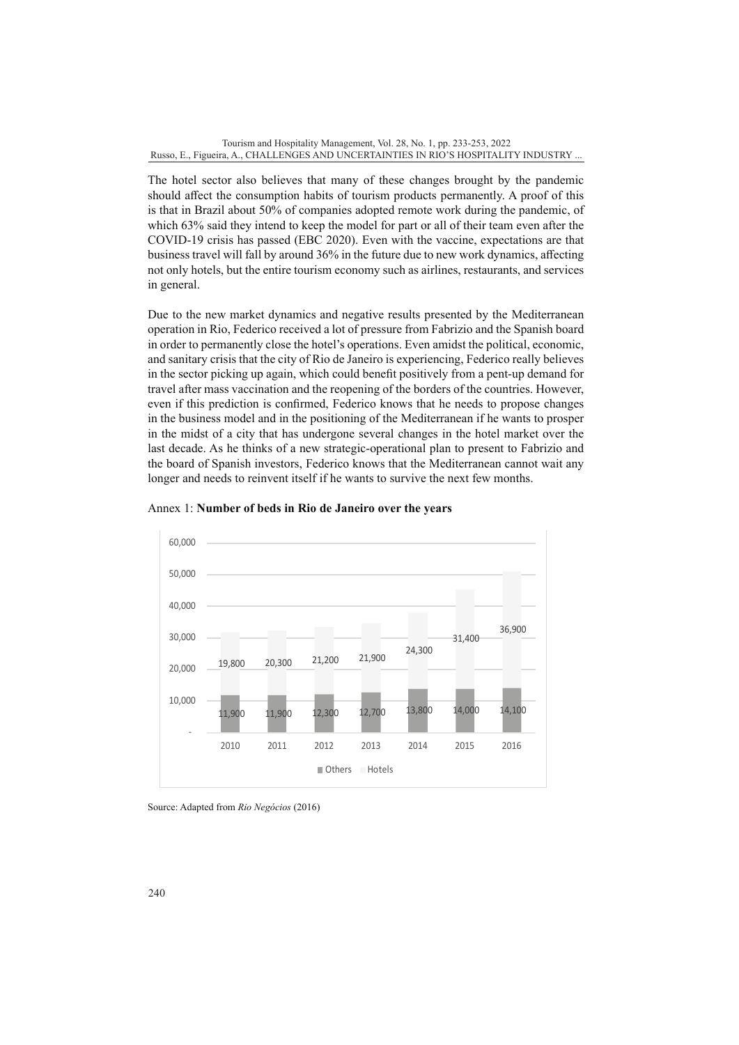The hotel sector also believes that many of these changes brought by the pandemic should affect the consumption habits of tourism products permanently. A proof of this is that in Brazil about 50% of companies adopted remote work during the pandemic, of which 63% said they intend to keep the model for part or all of their team even after the COVID-19 crisis has passed (EBC 2020). Even with the vaccine, expectations are that business travel will fall by around 36% in the future due to new work dynamics, affecting not only hotels, but the entire tourism economy such as airlines, restaurants, and services in general.

Due to the new market dynamics and negative results presented by the Mediterranean operation in Rio, Federico received a lot of pressure from Fabrizio and the Spanish board in order to permanently close the hotel's operations. Even amidst the political, economic, and sanitary crisis that the city of Rio de Janeiro is experiencing, Federico really believes in the sector picking up again, which could benefit positively from a pent-up demand for travel after mass vaccination and the reopening of the borders of the countries. However, even if this prediction is confirmed, Federico knows that he needs to propose changes in the business model and in the positioning of the Mediterranean if he wants to prosper in the midst of a city that has undergone several changes in the hotel market over the last decade. As he thinks of a new strategic-operational plan to present to Fabrizio and the board of Spanish investors, Federico knows that the Mediterranean cannot wait any longer and needs to reinvent itself if he wants to survive the next few months.

Annex 1: **Number of beds in Rio de Janeiro over the years**

| Year | Others | Hotels |
|---|---|---|
| 2010 | 11,900 | 19,800 |
| 2011 | 11,900 | 20,300 |
| 2012 | 12,300 | 21,200 |
| 2013 | 12,700 | 21,900 |
| 2014 | 13,800 | 24,300 |
| 2015 | 14,000 | 31,400 |
| 2016 | 14,100 | 36,900 |

Source: Adapted from *Rio Negócios* (2016)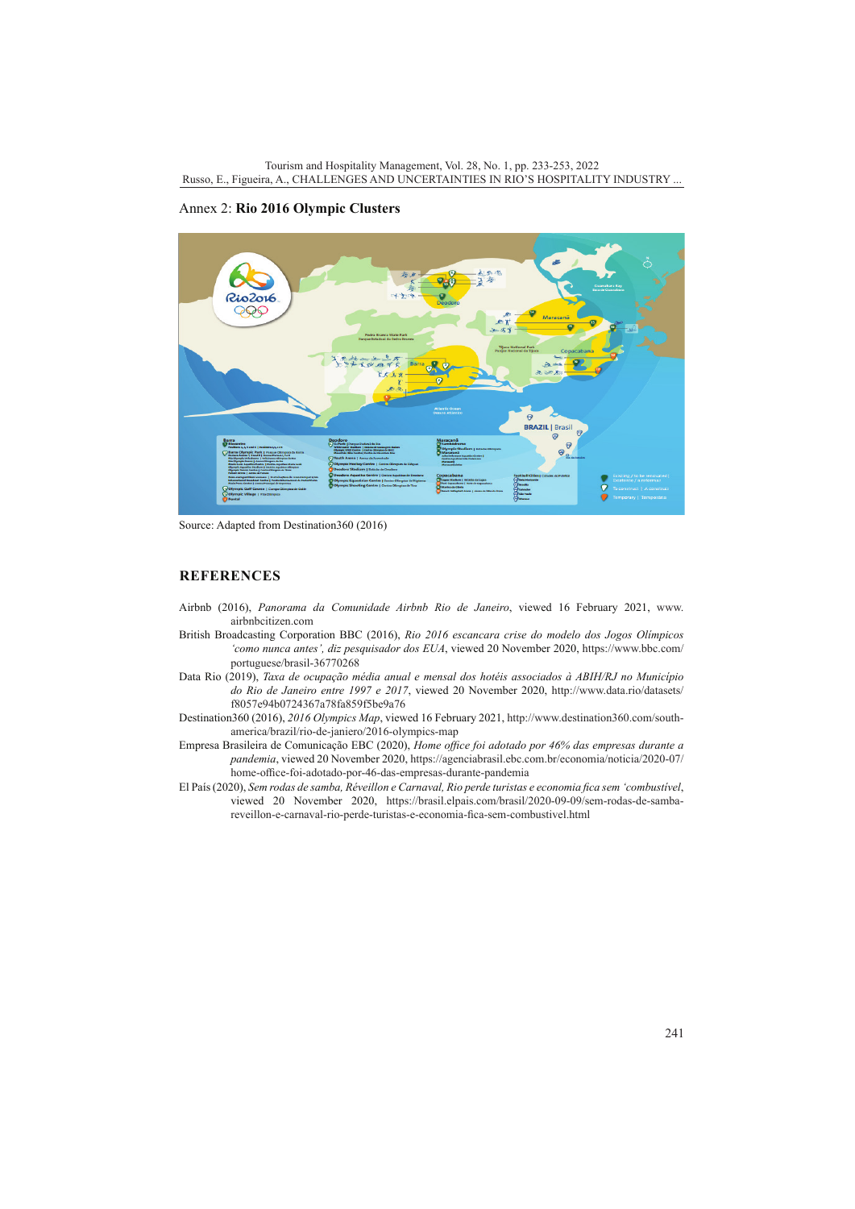Annex 2: **Rio 2016 Olympic Clusters**

Source: Adapted from Destination360 (2016)

## REFERENCES

Airbnb (2016), *Panorama da Comunidade Airbnb Rio de Janeiro*, viewed 16 February 2021, www.airbnbcitizen.com

British Broadcasting Corporation BBC (2016), *Rio 2016 escancara crise do modelo dos Jogos Olímpicos 'como nunca antes', diz pesquisador dos EUA*, viewed 20 November 2020, https://www.bbc.com/portuguese/brasil-36770268

Data Rio (2019), *Taxa de ocupação média anual e mensal dos hotéis associados à ABIH/RJ no Município do Rio de Janeiro entre 1997 e 2017*, viewed 20 November 2020, http://www.data.rio/datasets/f8057e94b0724367a78fa859f5be9a76

Destination360 (2016), *2016 Olympics Map*, viewed 16 February 2021, http://www.destination360.com/south-america/brazil/rio-de-janiero/2016-olympics-map

Empresa Brasileira de Comunicação EBC (2020), *Home office foi adotado por 46% das empresas durante a pandemia*, viewed 20 November 2020, https://agenciabrasil.ebc.com.br/economia/noticia/2020-07/home-office-foi-adotado-por-46-das-empresas-durante-pandemia

El País (2020), *Sem rodas de samba, Réveillon e Carnaval, Rio perde turistas e economia fica sem 'combustível*, viewed 20 November 2020, https://brasil.elpais.com/brasil/2020-09-09/sem-rodas-de-samba-reveillon-e-carnaval-rio-perde-turistas-e-economia-fica-sem-combustivel.html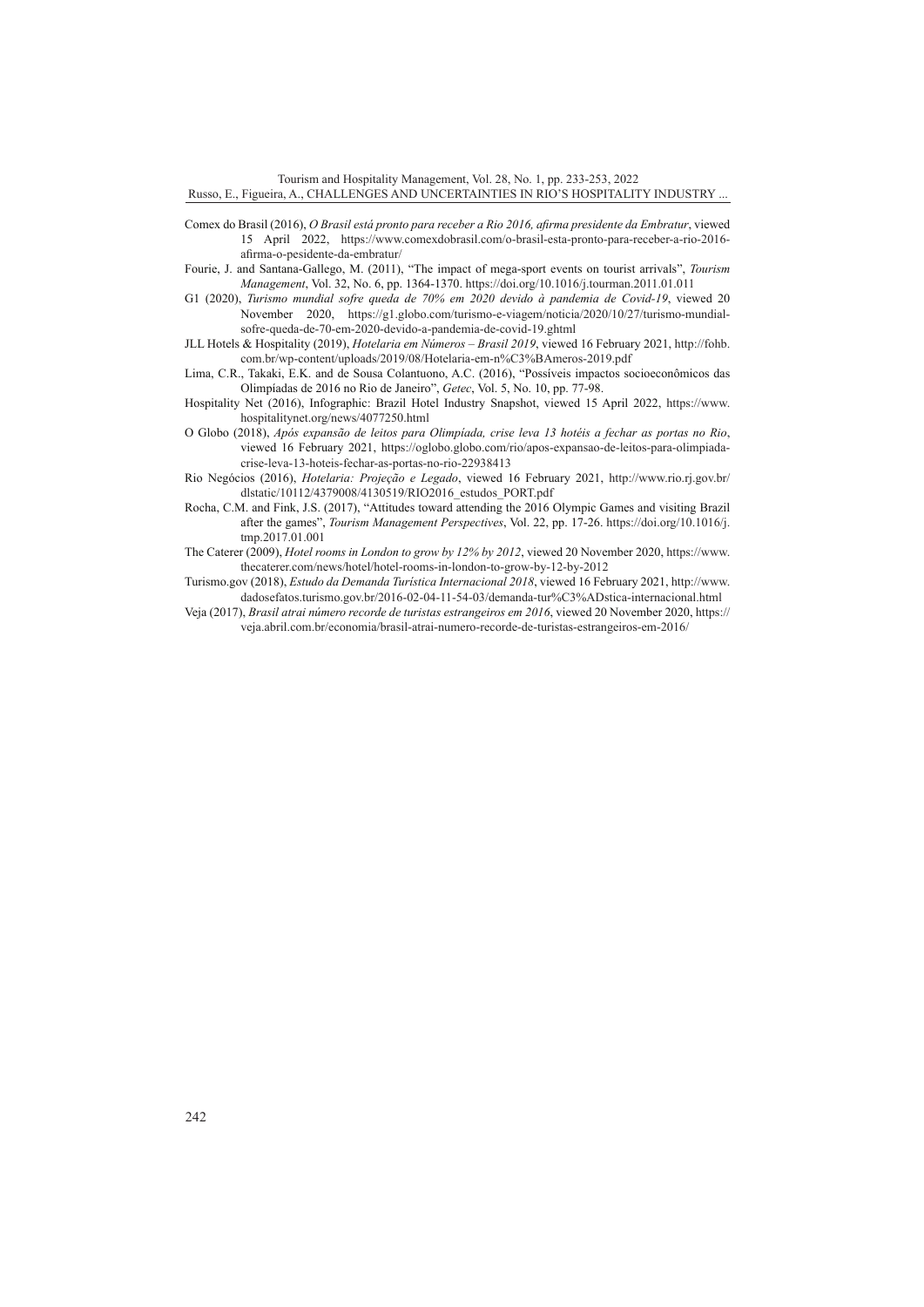Comex do Brasil (2016), *O Brasil está pronto para receber a Rio 2016, afirma presidente da Embratur*, viewed 15 April 2022, https://www.comexdobrasil.com/o-brasil-esta-pronto-para-receber-a-rio-2016-afirma-o-pesidente-da-embratur/

Fourie, J. and Santana-Gallego, M. (2011), "The impact of mega-sport events on tourist arrivals", *Tourism Management*, Vol. 32, No. 6, pp. 1364-1370. https://doi.org/10.1016/j.tourman.2011.01.011

G1 (2020), *Turismo mundial sofre queda de 70% em 2020 devido à pandemia de Covid-19*, viewed 20 November 2020, https://g1.globo.com/turismo-e-viagem/noticia/2020/10/27/turismo-mundial-sofre-queda-de-70-em-2020-devido-a-pandemia-de-covid-19.ghtml

JLL Hotels & Hospitality (2019), *Hotelaria em Números – Brasil 2019*, viewed 16 February 2021, http://fohb.com.br/wp-content/uploads/2019/08/Hotelaria-em-n%C3%BAmeros-2019.pdf

Lima, C.R., Takaki, E.K. and de Sousa Colantuono, A.C. (2016), "Possíveis impactos socioeconômicos das Olimpíadas de 2016 no Rio de Janeiro", *Getec*, Vol. 5, No. 10, pp. 77-98.

Hospitality Net (2016), Infographic: Brazil Hotel Industry Snapshot, viewed 15 April 2022, https://www.hospitalitynet.org/news/4077250.html

O Globo (2018), *Após expansão de leitos para Olimpíada, crise leva 13 hotéis a fechar as portas no Rio*, viewed 16 February 2021, https://oglobo.globo.com/rio/apos-expansao-de-leitos-para-olimpiada-crise-leva-13-hoteis-fechar-as-portas-no-rio-22938413

Rio Negócios (2016), *Hotelaria: Projeção e Legado*, viewed 16 February 2021, http://www.rio.rj.gov.br/dlstatic/10112/4379008/4130519/RIO2016_estudos_PORT.pdf

Rocha, C.M. and Fink, J.S. (2017), "Attitudes toward attending the 2016 Olympic Games and visiting Brazil after the games", *Tourism Management Perspectives*, Vol. 22, pp. 17-26. https://doi.org/10.1016/j.tmp.2017.01.001

The Caterer (2009), *Hotel rooms in London to grow by 12% by 2012*, viewed 20 November 2020, https://www.thecaterer.com/news/hotel/hotel-rooms-in-london-to-grow-by-12-by-2012

Turismo.gov (2018), *Estudo da Demanda Turística Internacional 2018*, viewed 16 February 2021, http://www.dadosefatos.turismo.gov.br/2016-02-04-11-54-03/demanda-tur%C3%ADstica-internacional.html

Veja (2017), *Brasil atrai número recorde de turistas estrangeiros em 2016*, viewed 20 November 2020, https://veja.abril.com.br/economia/brasil-atrai-numero-recorde-de-turistas-estrangeiros-em-2016/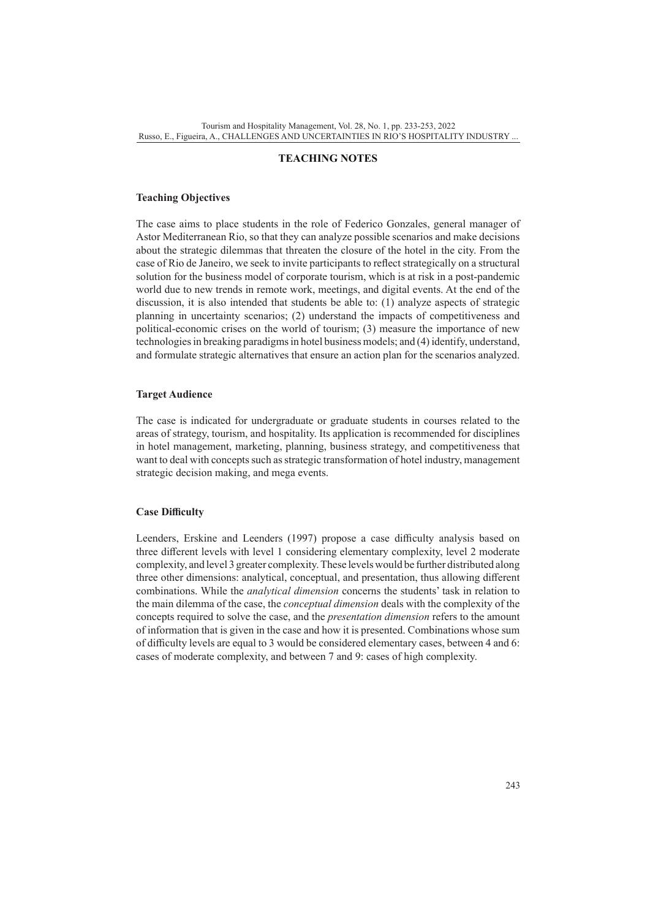## TEACHING NOTES

### Teaching Objectives

The case aims to place students in the role of Federico Gonzales, general manager of Astor Mediterranean Rio, so that they can analyze possible scenarios and make decisions about the strategic dilemmas that threaten the closure of the hotel in the city. From the case of Rio de Janeiro, we seek to invite participants to reflect strategically on a structural solution for the business model of corporate tourism, which is at risk in a post-pandemic world due to new trends in remote work, meetings, and digital events. At the end of the discussion, it is also intended that students be able to: (1) analyze aspects of strategic planning in uncertainty scenarios; (2) understand the impacts of competitiveness and political-economic crises on the world of tourism; (3) measure the importance of new technologies in breaking paradigms in hotel business models; and (4) identify, understand, and formulate strategic alternatives that ensure an action plan for the scenarios analyzed.

### Target Audience

The case is indicated for undergraduate or graduate students in courses related to the areas of strategy, tourism, and hospitality. Its application is recommended for disciplines in hotel management, marketing, planning, business strategy, and competitiveness that want to deal with concepts such as strategic transformation of hotel industry, management strategic decision making, and mega events.

### Case Difficulty

Leenders, Erskine and Leenders (1997) propose a case difficulty analysis based on three different levels with level 1 considering elementary complexity, level 2 moderate complexity, and level 3 greater complexity. These levels would be further distributed along three other dimensions: analytical, conceptual, and presentation, thus allowing different combinations. While the *analytical dimension* concerns the students' task in relation to the main dilemma of the case, the *conceptual dimension* deals with the complexity of the concepts required to solve the case, and the *presentation dimension* refers to the amount of information that is given in the case and how it is presented. Combinations whose sum of difficulty levels are equal to 3 would be considered elementary cases, between 4 and 6: cases of moderate complexity, and between 7 and 9: cases of high complexity.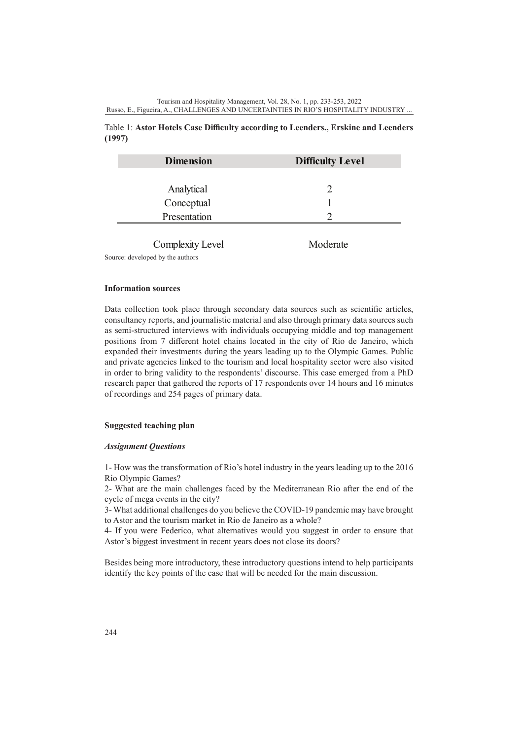Table 1: **Astor Hotels Case Difficulty according to Leenders., Erskine and Leenders (1997)**

| Dimension | Difficulty Level |
|---|---|
| Analytical | 2 |
| Conceptual | 1 |
| Presentation | 2 |
| Complexity Level | Moderate |

Source: developed by the authors

**Information sources**

Data collection took place through secondary data sources such as scientific articles, consultancy reports, and journalistic material and also through primary data sources such as semi-structured interviews with individuals occupying middle and top management positions from 7 different hotel chains located in the city of Rio de Janeiro, which expanded their investments during the years leading up to the Olympic Games. Public and private agencies linked to the tourism and local hospitality sector were also visited in order to bring validity to the respondents' discourse. This case emerged from a PhD research paper that gathered the reports of 17 respondents over 14 hours and 16 minutes of recordings and 254 pages of primary data.

**Suggested teaching plan**

***Assignment Questions***

1- How was the transformation of Rio's hotel industry in the years leading up to the 2016 Rio Olympic Games?

2- What are the main challenges faced by the Mediterranean Rio after the end of the cycle of mega events in the city?

3- What additional challenges do you believe the COVID-19 pandemic may have brought to Astor and the tourism market in Rio de Janeiro as a whole?

4- If you were Federico, what alternatives would you suggest in order to ensure that Astor's biggest investment in recent years does not close its doors?

Besides being more introductory, these introductory questions intend to help participants identify the key points of the case that will be needed for the main discussion.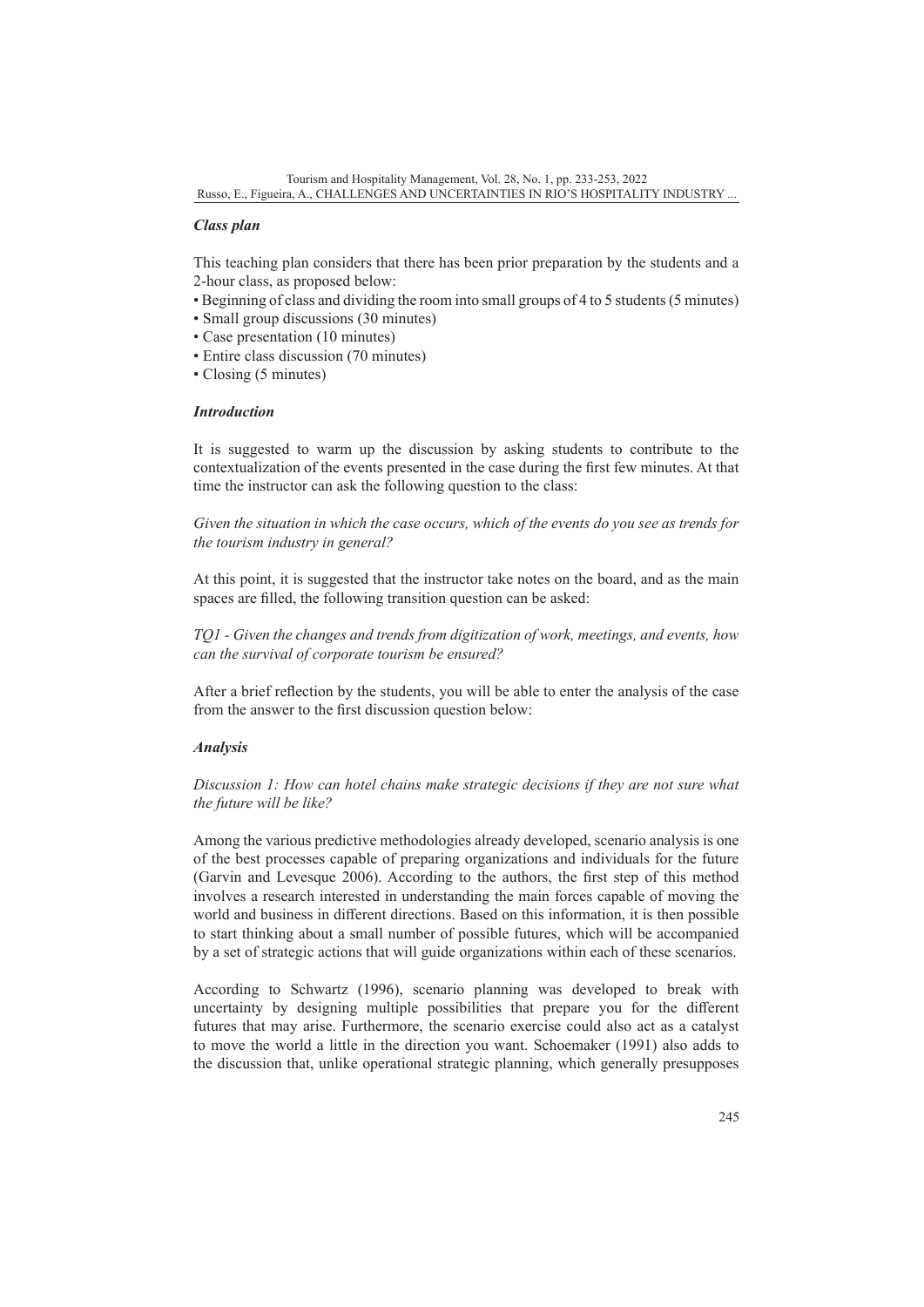### *Class plan*

This teaching plan considers that there has been prior preparation by the students and a 2-hour class, as proposed below:

- Beginning of class and dividing the room into small groups of 4 to 5 students (5 minutes)
- Small group discussions (30 minutes)
- Case presentation (10 minutes)
- Entire class discussion (70 minutes)
- Closing (5 minutes)

### *Introduction*

It is suggested to warm up the discussion by asking students to contribute to the contextualization of the events presented in the case during the first few minutes. At that time the instructor can ask the following question to the class:

*Given the situation in which the case occurs, which of the events do you see as trends for the tourism industry in general?*

At this point, it is suggested that the instructor take notes on the board, and as the main spaces are filled, the following transition question can be asked:

*TQ1 - Given the changes and trends from digitization of work, meetings, and events, how can the survival of corporate tourism be ensured?*

After a brief reflection by the students, you will be able to enter the analysis of the case from the answer to the first discussion question below:

### *Analysis*

*Discussion 1: How can hotel chains make strategic decisions if they are not sure what the future will be like?*

Among the various predictive methodologies already developed, scenario analysis is one of the best processes capable of preparing organizations and individuals for the future (Garvin and Levesque 2006). According to the authors, the first step of this method involves a research interested in understanding the main forces capable of moving the world and business in different directions. Based on this information, it is then possible to start thinking about a small number of possible futures, which will be accompanied by a set of strategic actions that will guide organizations within each of these scenarios.

According to Schwartz (1996), scenario planning was developed to break with uncertainty by designing multiple possibilities that prepare you for the different futures that may arise. Furthermore, the scenario exercise could also act as a catalyst to move the world a little in the direction you want. Schoemaker (1991) also adds to the discussion that, unlike operational strategic planning, which generally presupposes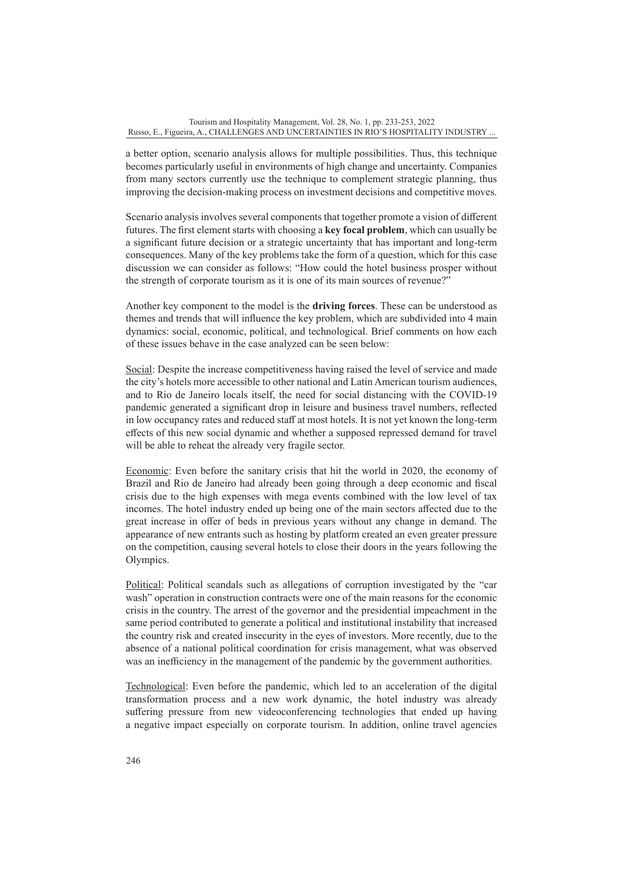a better option, scenario analysis allows for multiple possibilities. Thus, this technique becomes particularly useful in environments of high change and uncertainty. Companies from many sectors currently use the technique to complement strategic planning, thus improving the decision-making process on investment decisions and competitive moves.

Scenario analysis involves several components that together promote a vision of different futures. The first element starts with choosing a **key focal problem**, which can usually be a significant future decision or a strategic uncertainty that has important and long-term consequences. Many of the key problems take the form of a question, which for this case discussion we can consider as follows: "How could the hotel business prosper without the strength of corporate tourism as it is one of its main sources of revenue?"

Another key component to the model is the **driving forces**. These can be understood as themes and trends that will influence the key problem, which are subdivided into 4 main dynamics: social, economic, political, and technological. Brief comments on how each of these issues behave in the case analyzed can be seen below:

Social: Despite the increase competitiveness having raised the level of service and made the city's hotels more accessible to other national and Latin American tourism audiences, and to Rio de Janeiro locals itself, the need for social distancing with the COVID-19 pandemic generated a significant drop in leisure and business travel numbers, reflected in low occupancy rates and reduced staff at most hotels. It is not yet known the long-term effects of this new social dynamic and whether a supposed repressed demand for travel will be able to reheat the already very fragile sector.

Economic: Even before the sanitary crisis that hit the world in 2020, the economy of Brazil and Rio de Janeiro had already been going through a deep economic and fiscal crisis due to the high expenses with mega events combined with the low level of tax incomes. The hotel industry ended up being one of the main sectors affected due to the great increase in offer of beds in previous years without any change in demand. The appearance of new entrants such as hosting by platform created an even greater pressure on the competition, causing several hotels to close their doors in the years following the Olympics.

Political: Political scandals such as allegations of corruption investigated by the "car wash" operation in construction contracts were one of the main reasons for the economic crisis in the country. The arrest of the governor and the presidential impeachment in the same period contributed to generate a political and institutional instability that increased the country risk and created insecurity in the eyes of investors. More recently, due to the absence of a national political coordination for crisis management, what was observed was an inefficiency in the management of the pandemic by the government authorities.

Technological: Even before the pandemic, which led to an acceleration of the digital transformation process and a new work dynamic, the hotel industry was already suffering pressure from new videoconferencing technologies that ended up having a negative impact especially on corporate tourism. In addition, online travel agencies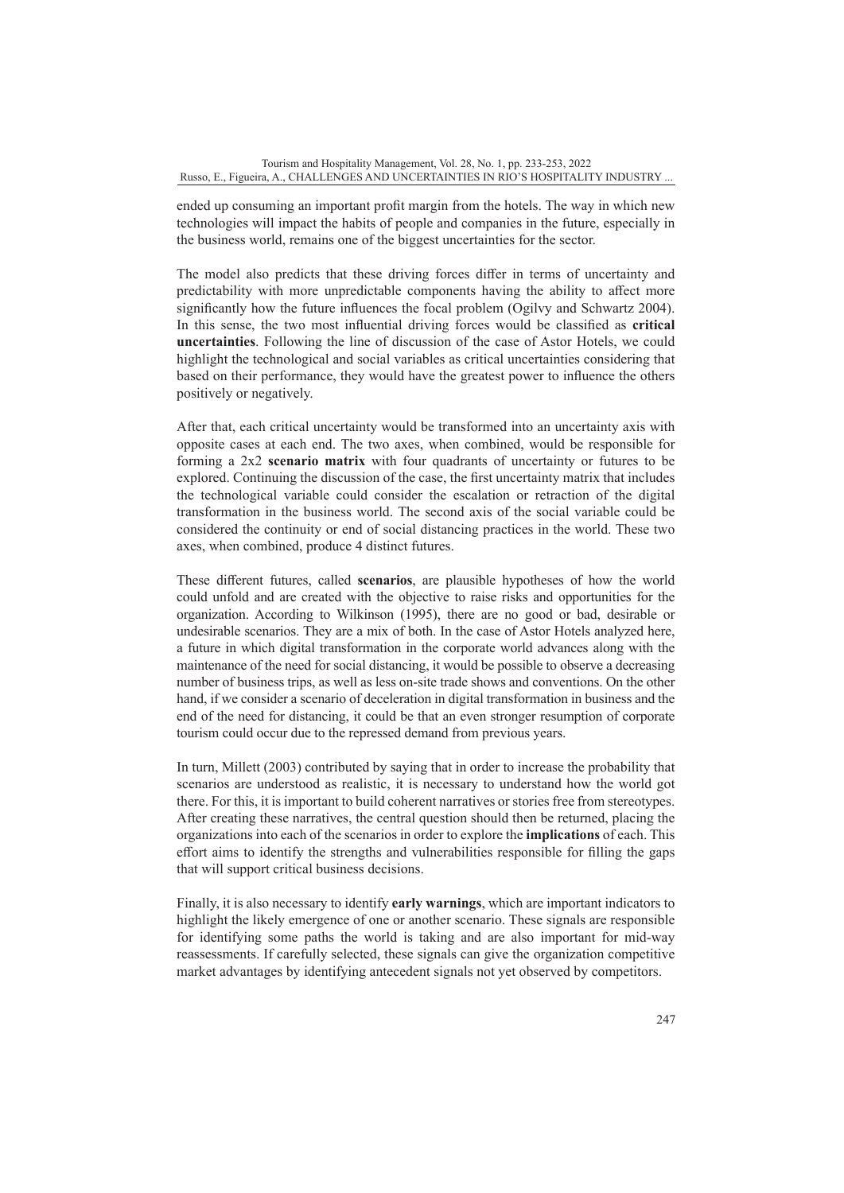ended up consuming an important profit margin from the hotels. The way in which new technologies will impact the habits of people and companies in the future, especially in the business world, remains one of the biggest uncertainties for the sector.

The model also predicts that these driving forces differ in terms of uncertainty and predictability with more unpredictable components having the ability to affect more significantly how the future influences the focal problem (Ogilvy and Schwartz 2004). In this sense, the two most influential driving forces would be classified as **critical uncertainties**. Following the line of discussion of the case of Astor Hotels, we could highlight the technological and social variables as critical uncertainties considering that based on their performance, they would have the greatest power to influence the others positively or negatively.

After that, each critical uncertainty would be transformed into an uncertainty axis with opposite cases at each end. The two axes, when combined, would be responsible for forming a 2x2 **scenario matrix** with four quadrants of uncertainty or futures to be explored. Continuing the discussion of the case, the first uncertainty matrix that includes the technological variable could consider the escalation or retraction of the digital transformation in the business world. The second axis of the social variable could be considered the continuity or end of social distancing practices in the world. These two axes, when combined, produce 4 distinct futures.

These different futures, called **scenarios**, are plausible hypotheses of how the world could unfold and are created with the objective to raise risks and opportunities for the organization. According to Wilkinson (1995), there are no good or bad, desirable or undesirable scenarios. They are a mix of both. In the case of Astor Hotels analyzed here, a future in which digital transformation in the corporate world advances along with the maintenance of the need for social distancing, it would be possible to observe a decreasing number of business trips, as well as less on-site trade shows and conventions. On the other hand, if we consider a scenario of deceleration in digital transformation in business and the end of the need for distancing, it could be that an even stronger resumption of corporate tourism could occur due to the repressed demand from previous years.

In turn, Millett (2003) contributed by saying that in order to increase the probability that scenarios are understood as realistic, it is necessary to understand how the world got there. For this, it is important to build coherent narratives or stories free from stereotypes. After creating these narratives, the central question should then be returned, placing the organizations into each of the scenarios in order to explore the **implications** of each. This effort aims to identify the strengths and vulnerabilities responsible for filling the gaps that will support critical business decisions.

Finally, it is also necessary to identify **early warnings**, which are important indicators to highlight the likely emergence of one or another scenario. These signals are responsible for identifying some paths the world is taking and are also important for mid-way reassessments. If carefully selected, these signals can give the organization competitive market advantages by identifying antecedent signals not yet observed by competitors.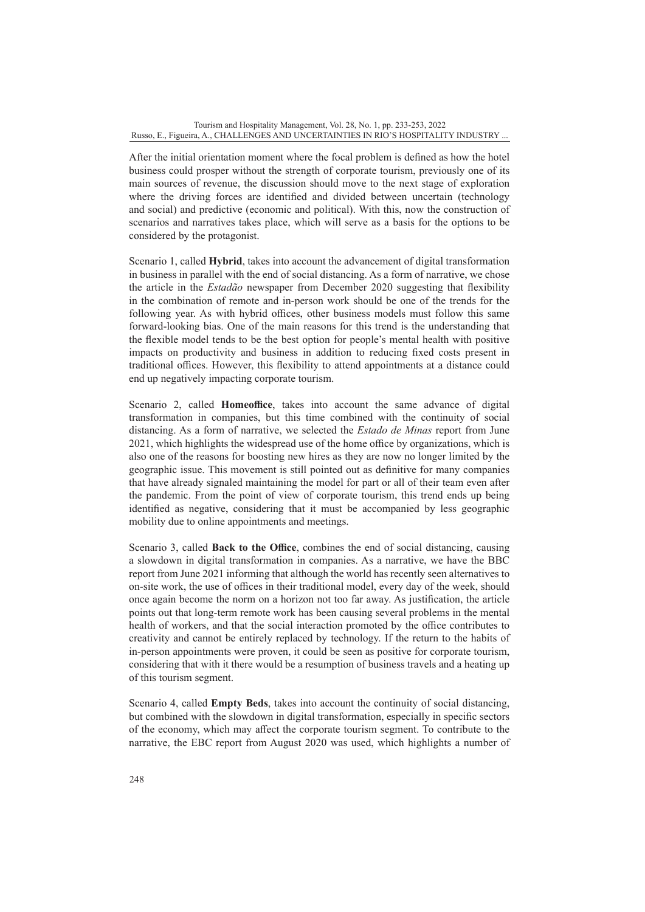After the initial orientation moment where the focal problem is defined as how the hotel business could prosper without the strength of corporate tourism, previously one of its main sources of revenue, the discussion should move to the next stage of exploration where the driving forces are identified and divided between uncertain (technology and social) and predictive (economic and political). With this, now the construction of scenarios and narratives takes place, which will serve as a basis for the options to be considered by the protagonist.

Scenario 1, called **Hybrid**, takes into account the advancement of digital transformation in business in parallel with the end of social distancing. As a form of narrative, we chose the article in the *Estadão* newspaper from December 2020 suggesting that flexibility in the combination of remote and in-person work should be one of the trends for the following year. As with hybrid offices, other business models must follow this same forward-looking bias. One of the main reasons for this trend is the understanding that the flexible model tends to be the best option for people's mental health with positive impacts on productivity and business in addition to reducing fixed costs present in traditional offices. However, this flexibility to attend appointments at a distance could end up negatively impacting corporate tourism.

Scenario 2, called **Homeoffice**, takes into account the same advance of digital transformation in companies, but this time combined with the continuity of social distancing. As a form of narrative, we selected the *Estado de Minas* report from June 2021, which highlights the widespread use of the home office by organizations, which is also one of the reasons for boosting new hires as they are now no longer limited by the geographic issue. This movement is still pointed out as definitive for many companies that have already signaled maintaining the model for part or all of their team even after the pandemic. From the point of view of corporate tourism, this trend ends up being identified as negative, considering that it must be accompanied by less geographic mobility due to online appointments and meetings.

Scenario 3, called **Back to the Office**, combines the end of social distancing, causing a slowdown in digital transformation in companies. As a narrative, we have the BBC report from June 2021 informing that although the world has recently seen alternatives to on-site work, the use of offices in their traditional model, every day of the week, should once again become the norm on a horizon not too far away. As justification, the article points out that long-term remote work has been causing several problems in the mental health of workers, and that the social interaction promoted by the office contributes to creativity and cannot be entirely replaced by technology. If the return to the habits of in-person appointments were proven, it could be seen as positive for corporate tourism, considering that with it there would be a resumption of business travels and a heating up of this tourism segment.

Scenario 4, called **Empty Beds**, takes into account the continuity of social distancing, but combined with the slowdown in digital transformation, especially in specific sectors of the economy, which may affect the corporate tourism segment. To contribute to the narrative, the EBC report from August 2020 was used, which highlights a number of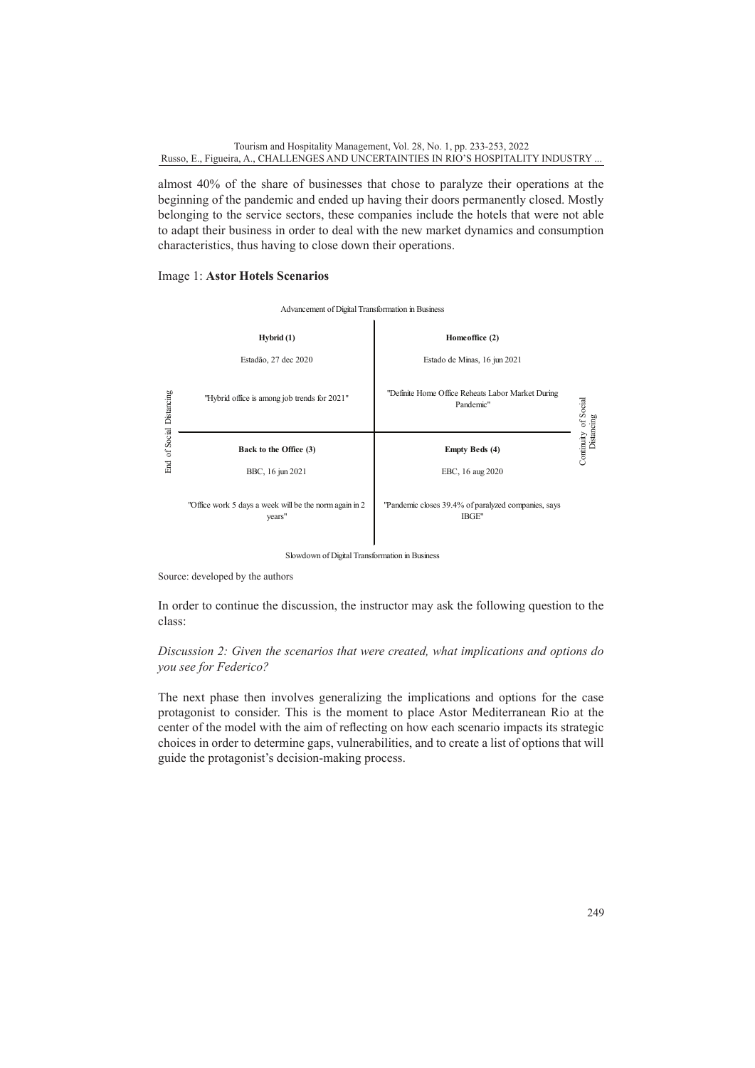almost 40% of the share of businesses that chose to paralyze their operations at the beginning of the pandemic and ended up having their doors permanently closed. Mostly belonging to the service sectors, these companies include the hotels that were not able to adapt their business in order to deal with the new market dynamics and consumption characteristics, thus having to close down their operations.

Image 1: **Astor Hotels Scenarios**

Advancement of Digital Transformation in Business

| End of Social Distancing | | Continuity of Social Distancing |
| --- | --- | --- |
| **Hybrid (1)**<br>Estadão, 27 dec 2020<br>"Hybrid office is among job trends for 2021" | **Homeoffice (2)**<br>Estado de Minas, 16 jun 2021<br>"Definite Home Office Reheats Labor Market During Pandemic" | |
| **Back to the Office (3)**<br>BBC, 16 jun 2021<br>"Office work 5 days a week will be the norm again in 2 years" | **Empty Beds (4)**<br>EBC, 16 aug 2020<br>"Pandemic closes 39.4% of paralyzed companies, says IBGE" | |

Slowdown of Digital Transformation in Business

Source: developed by the authors

In order to continue the discussion, the instructor may ask the following question to the class:

*Discussion 2: Given the scenarios that were created, what implications and options do you see for Federico?*

The next phase then involves generalizing the implications and options for the case protagonist to consider. This is the moment to place Astor Mediterranean Rio at the center of the model with the aim of reflecting on how each scenario impacts its strategic choices in order to determine gaps, vulnerabilities, and to create a list of options that will guide the protagonist's decision-making process.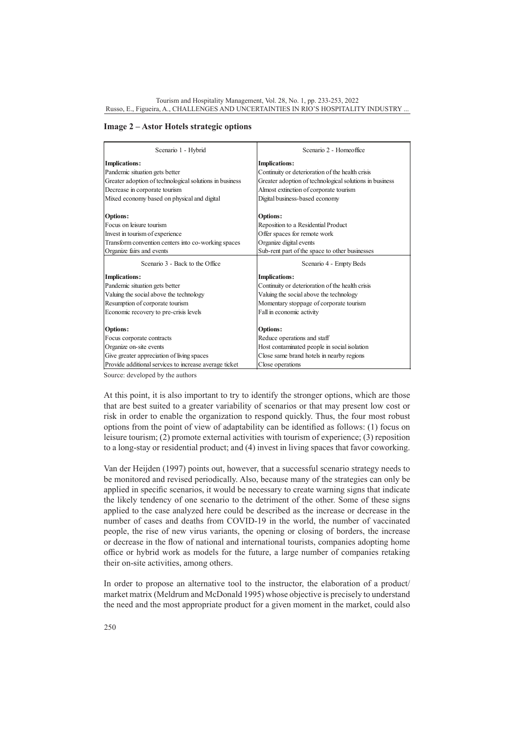**Image 2 – Astor Hotels strategic options**

| Scenario 1 - Hybrid | Scenario 2 - Homeoffice |
|---|---|
| **Implications:** | **Implications:** |
| Pandemic situation gets better | Continuity or deterioration of the health crisis |
| Greater adoption of technological solutions in business | Greater adoption of technological solutions in business |
| Decrease in corporate tourism | Almost extinction of corporate tourism |
| Mixed economy based on physical and digital | Digital business-based economy |
| **Options:** | **Options:** |
| Focus on leisure tourism | Reposition to a Residential Product |
| Invest in tourism of experience | Offer spaces for remote work |
| Transform convention centers into co-working spaces | Organize digital events |
| Organize fairs and events | Sub-rent part of the space to other businesses |
| **Scenario 3 - Back to the Office** | **Scenario 4 - Empty Beds** |
| **Implications:** | **Implications:** |
| Pandemic situation gets better | Continuity or deterioration of the health crisis |
| Valuing the social above the technology | Valuing the social above the technology |
| Resumption of corporate tourism | Momentary stoppage of corporate tourism |
| Economic recovery to pre-crisis levels | Fall in economic activity |
| **Options:** | **Options:** |
| Focus corporate contracts | Reduce operations and staff |
| Organize on-site events | Host contaminated people in social isolation |
| Give greater appreciation of living spaces | Close same brand hotels in nearby regions |
| Provide additional services to increase average ticket | Close operations |

Source: developed by the authors

At this point, it is also important to try to identify the stronger options, which are those that are best suited to a greater variability of scenarios or that may present low cost or risk in order to enable the organization to respond quickly. Thus, the four most robust options from the point of view of adaptability can be identified as follows: (1) focus on leisure tourism; (2) promote external activities with tourism of experience; (3) reposition to a long-stay or residential product; and (4) invest in living spaces that favor coworking.

Van der Heijden (1997) points out, however, that a successful scenario strategy needs to be monitored and revised periodically. Also, because many of the strategies can only be applied in specific scenarios, it would be necessary to create warning signs that indicate the likely tendency of one scenario to the detriment of the other. Some of these signs applied to the case analyzed here could be described as the increase or decrease in the number of cases and deaths from COVID-19 in the world, the number of vaccinated people, the rise of new virus variants, the opening or closing of borders, the increase or decrease in the flow of national and international tourists, companies adopting home office or hybrid work as models for the future, a large number of companies retaking their on-site activities, among others.

In order to propose an alternative tool to the instructor, the elaboration of a product/market matrix (Meldrum and McDonald 1995) whose objective is precisely to understand the need and the most appropriate product for a given moment in the market, could also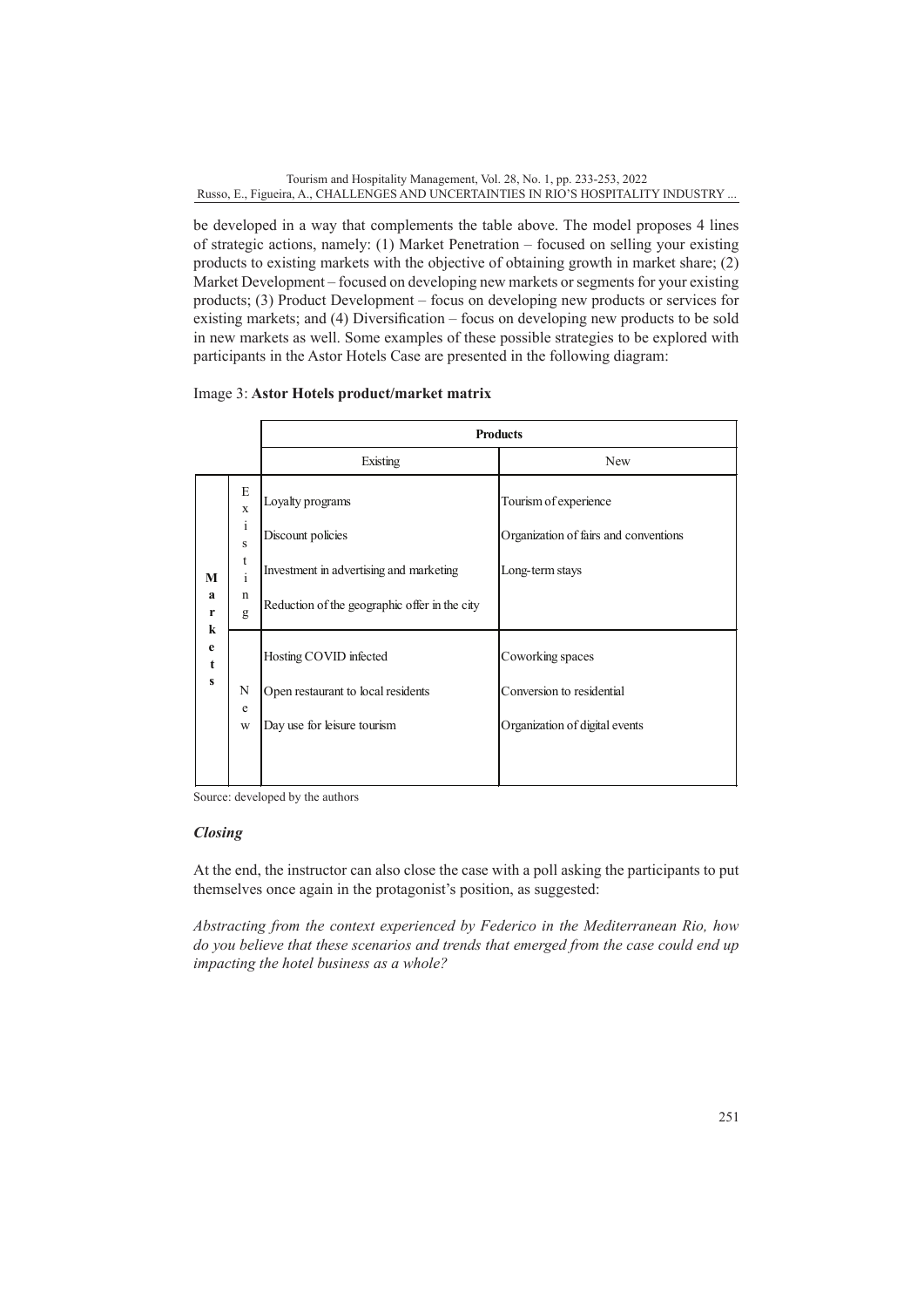be developed in a way that complements the table above. The model proposes 4 lines of strategic actions, namely: (1) Market Penetration – focused on selling your existing products to existing markets with the objective of obtaining growth in market share; (2) Market Development – focused on developing new markets or segments for your existing products; (3) Product Development – focus on developing new products or services for existing markets; and (4) Diversification – focus on developing new products to be sold in new markets as well. Some examples of these possible strategies to be explored with participants in the Astor Hotels Case are presented in the following diagram:

Image 3: **Astor Hotels product/market matrix**

| | | **Products** | |
|---|---|---|---|
| | | Existing | New |
| **Markets** | Existing | Loyalty programs<br>Discount policies<br>Investment in advertising and marketing<br>Reduction of the geographic offer in the city | Tourism of experience<br>Organization of fairs and conventions<br>Long-term stays |
| | New | Hosting COVID infected<br>Open restaurant to local residents<br>Day use for leisure tourism | Coworking spaces<br>Conversion to residential<br>Organization of digital events |

Source: developed by the authors

### *Closing*

At the end, the instructor can also close the case with a poll asking the participants to put themselves once again in the protagonist's position, as suggested:

*Abstracting from the context experienced by Federico in the Mediterranean Rio, how do you believe that these scenarios and trends that emerged from the case could end up impacting the hotel business as a whole?*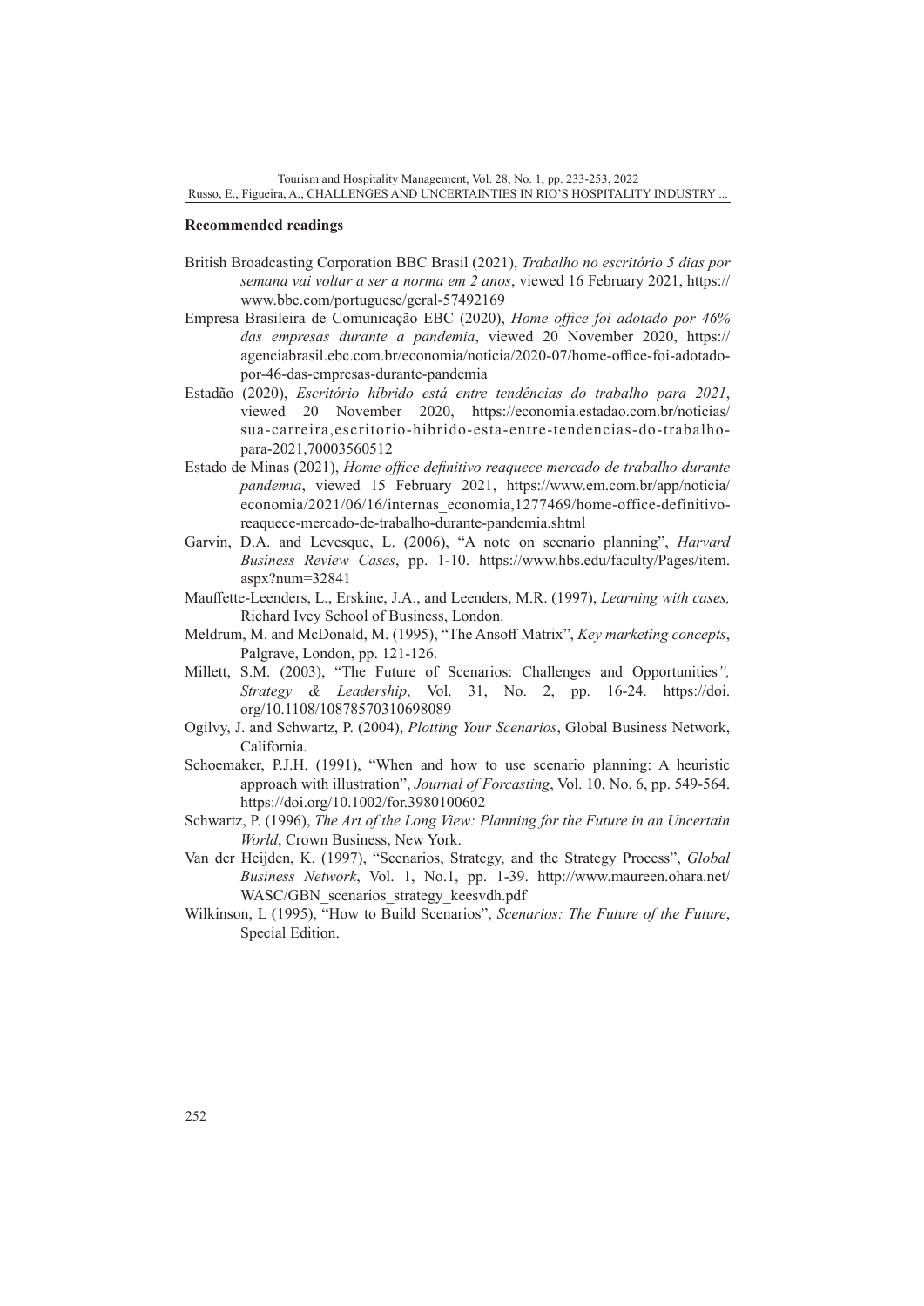**Recommended readings**

British Broadcasting Corporation BBC Brasil (2021), *Trabalho no escritório 5 dias por semana vai voltar a ser a norma em 2 anos*, viewed 16 February 2021, https://www.bbc.com/portuguese/geral-57492169

Empresa Brasileira de Comunicação EBC (2020), *Home office foi adotado por 46% das empresas durante a pandemia*, viewed 20 November 2020, https://agenciabrasil.ebc.com.br/economia/noticia/2020-07/home-office-foi-adotado-por-46-das-empresas-durante-pandemia

Estadão (2020), *Escritório híbrido está entre tendências do trabalho para 2021*, viewed 20 November 2020, https://economia.estadao.com.br/noticias/sua-carreira,escritorio-hibrido-esta-entre-tendencias-do-trabalho-para-2021,70003560512

Estado de Minas (2021), *Home office definitivo reaquece mercado de trabalho durante pandemia*, viewed 15 February 2021, https://www.em.com.br/app/noticia/economia/2021/06/16/internas_economia,1277469/home-office-definitivo-reaquece-mercado-de-trabalho-durante-pandemia.shtml

Garvin, D.A. and Levesque, L. (2006), "A note on scenario planning", *Harvard Business Review Cases*, pp. 1-10. https://www.hbs.edu/faculty/Pages/item.aspx?num=32841

Mauffette-Leenders, L., Erskine, J.A., and Leenders, M.R. (1997), *Learning with cases,* Richard Ivey School of Business, London.

Meldrum, M. and McDonald, M. (1995), "The Ansoff Matrix", *Key marketing concepts*, Palgrave, London, pp. 121-126.

Millett, S.M. (2003), "The Future of Scenarios: Challenges and Opportunities*",* *Strategy & Leadership*, Vol. 31, No. 2, pp. 16-24. https://doi.org/10.1108/10878570310698089

Ogilvy, J. and Schwartz, P. (2004), *Plotting Your Scenarios*, Global Business Network, California.

Schoemaker, P.J.H. (1991), "When and how to use scenario planning: A heuristic approach with illustration", *Journal of Forcasting*, Vol. 10, No. 6, pp. 549-564. https://doi.org/10.1002/for.3980100602

Schwartz, P. (1996), *The Art of the Long View: Planning for the Future in an Uncertain World*, Crown Business, New York.

Van der Heijden, K. (1997), "Scenarios, Strategy, and the Strategy Process", *Global Business Network*, Vol. 1, No.1, pp. 1-39. http://www.maureen.ohara.net/WASC/GBN_scenarios_strategy_keesvdh.pdf

Wilkinson, L (1995), "How to Build Scenarios", *Scenarios: The Future of the Future*, Special Edition.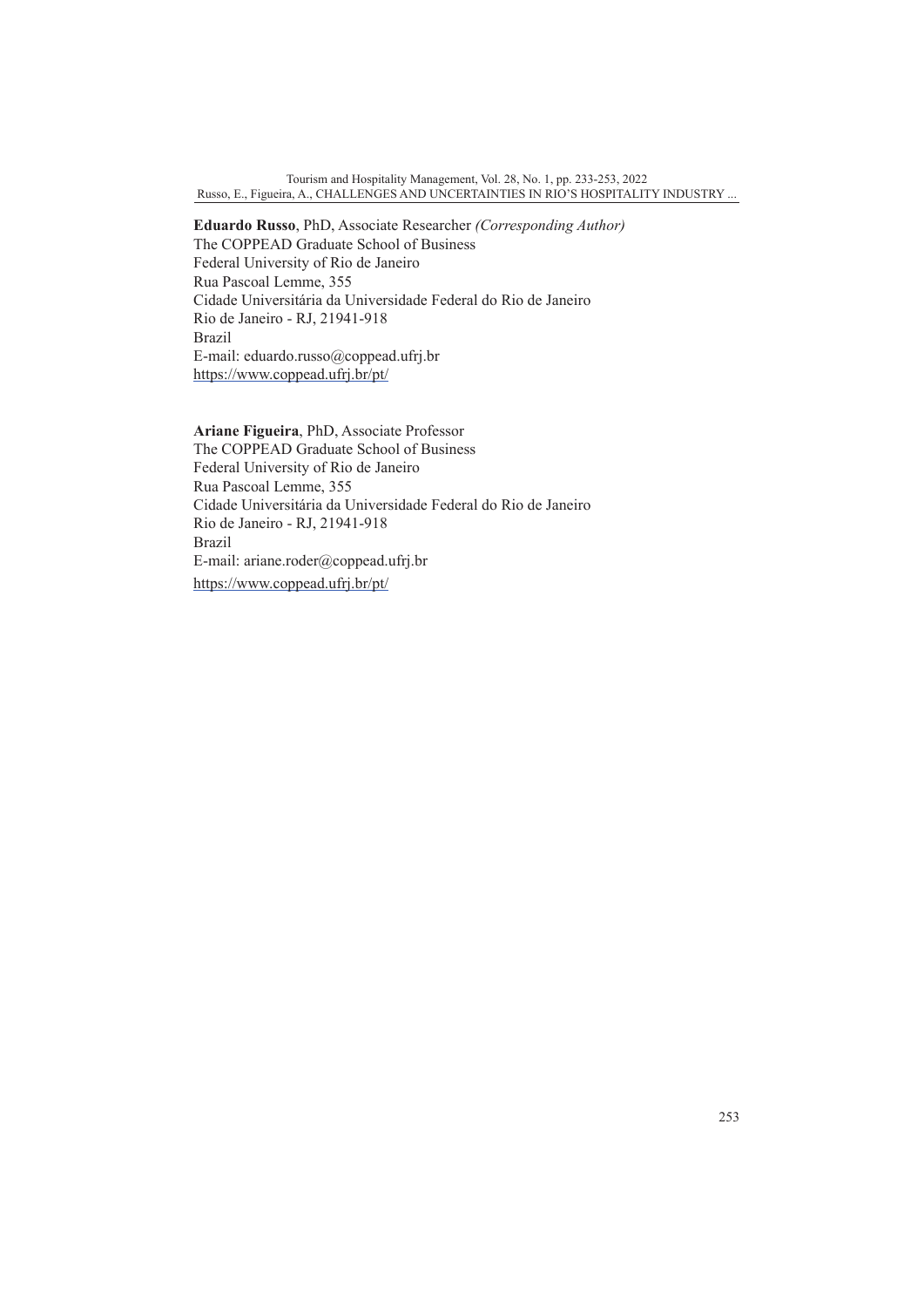**Eduardo Russo**, PhD, Associate Researcher *(Corresponding Author)*
The COPPEAD Graduate School of Business
Federal University of Rio de Janeiro
Rua Pascoal Lemme, 355
Cidade Universitária da Universidade Federal do Rio de Janeiro
Rio de Janeiro - RJ, 21941-918
Brazil
E-mail: eduardo.russo@coppead.ufrj.br
https://www.coppead.ufrj.br/pt/

**Ariane Figueira**, PhD, Associate Professor
The COPPEAD Graduate School of Business
Federal University of Rio de Janeiro
Rua Pascoal Lemme, 355
Cidade Universitária da Universidade Federal do Rio de Janeiro
Rio de Janeiro - RJ, 21941-918
Brazil
E-mail: ariane.roder@coppead.ufrj.br
https://www.coppead.ufrj.br/pt/